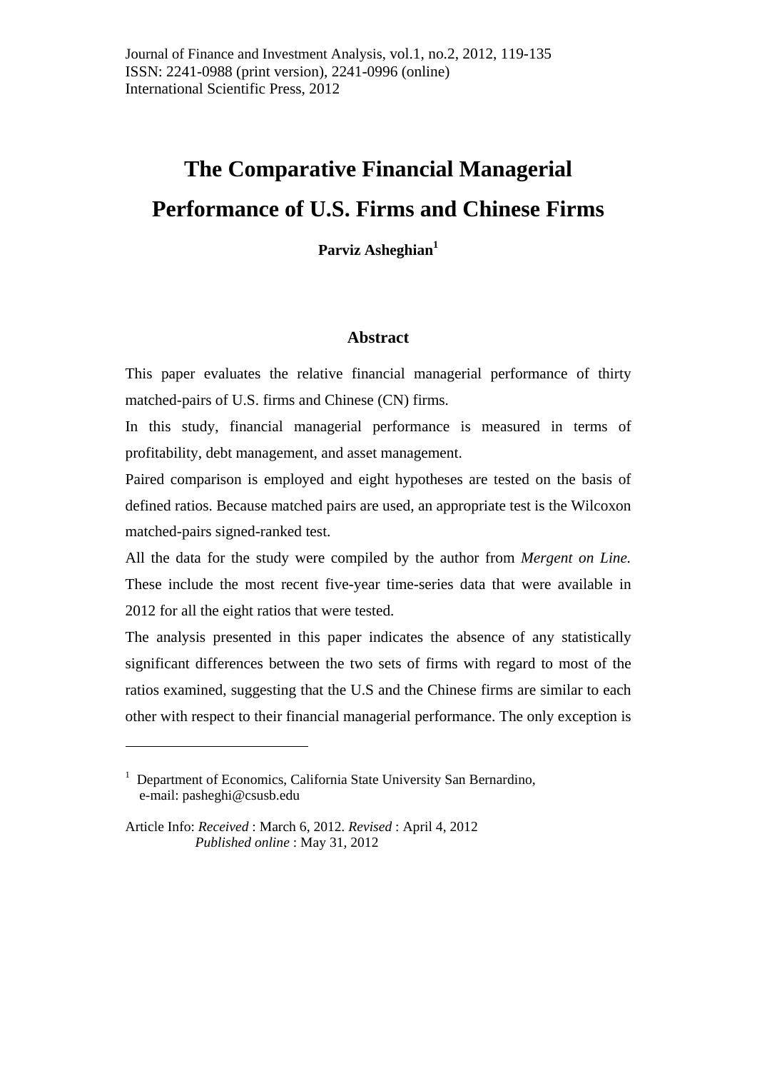Journal of Finance and Investment Analysis, vol.1, no.2, 2012, 119-135
ISSN: 2241-0988 (print version), 2241-0996 (online)
International Scientific Press, 2012

# The Comparative Financial Managerial Performance of U.S. Firms and Chinese Firms

**Parviz Asheghian[1]**

## Abstract

This paper evaluates the relative financial managerial performance of thirty matched-pairs of U.S. firms and Chinese (CN) firms.

In this study, financial managerial performance is measured in terms of profitability, debt management, and asset management.

Paired comparison is employed and eight hypotheses are tested on the basis of defined ratios. Because matched pairs are used, an appropriate test is the Wilcoxon matched-pairs signed-ranked test.

All the data for the study were compiled by the author from *Mergent on Line.* These include the most recent five-year time-series data that were available in 2012 for all the eight ratios that were tested.

The analysis presented in this paper indicates the absence of any statistically significant differences between the two sets of firms with regard to most of the ratios examined, suggesting that the U.S and the Chinese firms are similar to each other with respect to their financial managerial performance. The only exception is

---

[1] Department of Economics, California State University San Bernardino, e-mail: pasheghi@csusb.edu

Article Info: *Received* : March 6, 2012. *Revised* : April 4, 2012
*Published online* : May 31, 2012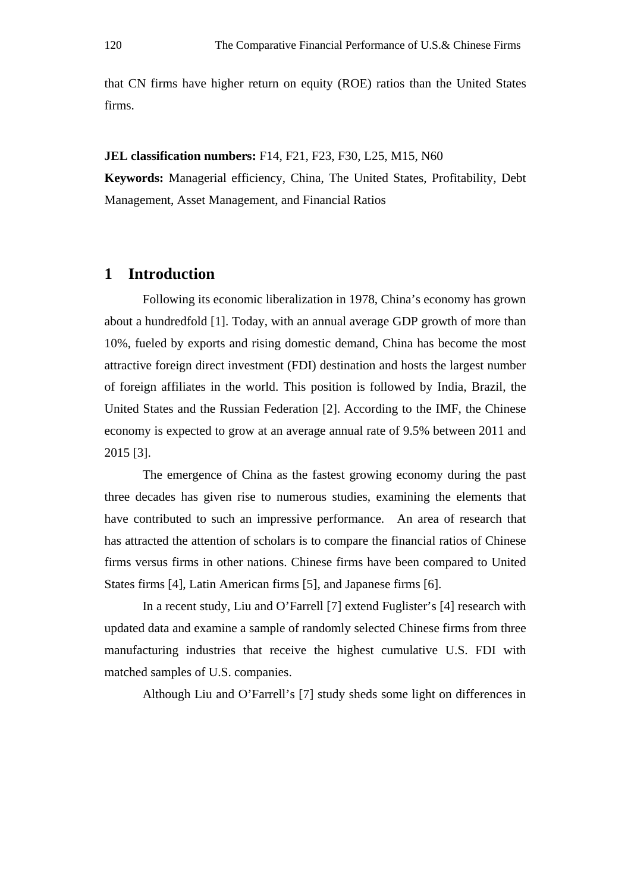that CN firms have higher return on equity (ROE) ratios than the United States firms.

**JEL classification numbers:** F14, F21, F23, F30, L25, M15, N60
**Keywords:** Managerial efficiency, China, The United States, Profitability, Debt Management, Asset Management, and Financial Ratios

# 1 Introduction

Following its economic liberalization in 1978, China's economy has grown about a hundredfold [1]. Today, with an annual average GDP growth of more than 10%, fueled by exports and rising domestic demand, China has become the most attractive foreign direct investment (FDI) destination and hosts the largest number of foreign affiliates in the world. This position is followed by India, Brazil, the United States and the Russian Federation [2]. According to the IMF, the Chinese economy is expected to grow at an average annual rate of 9.5% between 2011 and 2015 [3].

The emergence of China as the fastest growing economy during the past three decades has given rise to numerous studies, examining the elements that have contributed to such an impressive performance. An area of research that has attracted the attention of scholars is to compare the financial ratios of Chinese firms versus firms in other nations. Chinese firms have been compared to United States firms [4], Latin American firms [5], and Japanese firms [6].

In a recent study, Liu and O'Farrell [7] extend Fuglister's [4] research with updated data and examine a sample of randomly selected Chinese firms from three manufacturing industries that receive the highest cumulative U.S. FDI with matched samples of U.S. companies.

Although Liu and O'Farrell's [7] study sheds some light on differences in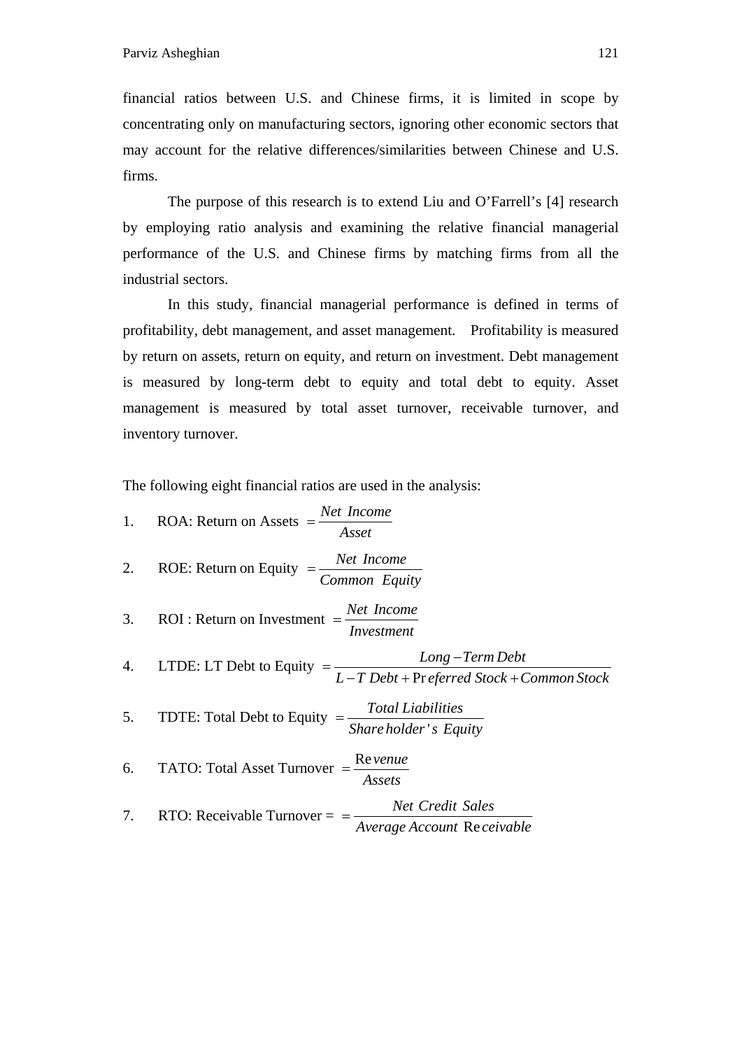financial ratios between U.S. and Chinese firms, it is limited in scope by concentrating only on manufacturing sectors, ignoring other economic sectors that may account for the relative differences/similarities between Chinese and U.S. firms.

The purpose of this research is to extend Liu and O'Farrell's [4] research by employing ratio analysis and examining the relative financial managerial performance of the U.S. and Chinese firms by matching firms from all the industrial sectors.

In this study, financial managerial performance is defined in terms of profitability, debt management, and asset management. Profitability is measured by return on assets, return on equity, and return on investment. Debt management is measured by long-term debt to equity and total debt to equity. Asset management is measured by total asset turnover, receivable turnover, and inventory turnover.

The following eight financial ratios are used in the analysis:

1. ROA: Return on Assets $= \dfrac{Net\ Income}{Asset}$
2. ROE: Return on Equity $= \dfrac{Net\ Income}{Common\ Equity}$
3. ROI : Return on Investment $= \dfrac{Net\ Income}{Investment}$
4. LTDE: LT Debt to Equity $= \dfrac{Long-Term\ Debt}{L-T\ Debt + Preferred\ Stock + Common\ Stock}$
5. TDTE: Total Debt to Equity $= \dfrac{Total\ Liabilities}{Shareholder's\ Equity}$
6. TATO: Total Asset Turnover $= \dfrac{Revenue}{Assets}$
7. RTO: Receivable Turnover = $= \dfrac{Net\ Credit\ Sales}{Average\ Account\ Receivable}$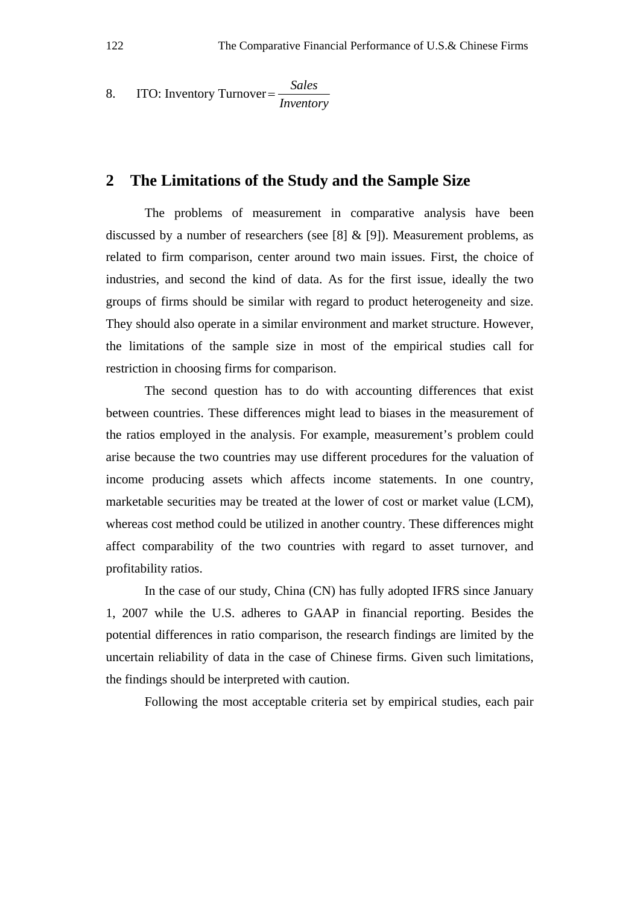8. ITO: Inventory Turnover $= \dfrac{Sales}{Inventory}$

## 2 The Limitations of the Study and the Sample Size

The problems of measurement in comparative analysis have been discussed by a number of researchers (see [8] & [9]). Measurement problems, as related to firm comparison, center around two main issues. First, the choice of industries, and second the kind of data. As for the first issue, ideally the two groups of firms should be similar with regard to product heterogeneity and size. They should also operate in a similar environment and market structure. However, the limitations of the sample size in most of the empirical studies call for restriction in choosing firms for comparison.

The second question has to do with accounting differences that exist between countries. These differences might lead to biases in the measurement of the ratios employed in the analysis. For example, measurement's problem could arise because the two countries may use different procedures for the valuation of income producing assets which affects income statements. In one country, marketable securities may be treated at the lower of cost or market value (LCM), whereas cost method could be utilized in another country. These differences might affect comparability of the two countries with regard to asset turnover, and profitability ratios.

In the case of our study, China (CN) has fully adopted IFRS since January 1, 2007 while the U.S. adheres to GAAP in financial reporting. Besides the potential differences in ratio comparison, the research findings are limited by the uncertain reliability of data in the case of Chinese firms. Given such limitations, the findings should be interpreted with caution.

Following the most acceptable criteria set by empirical studies, each pair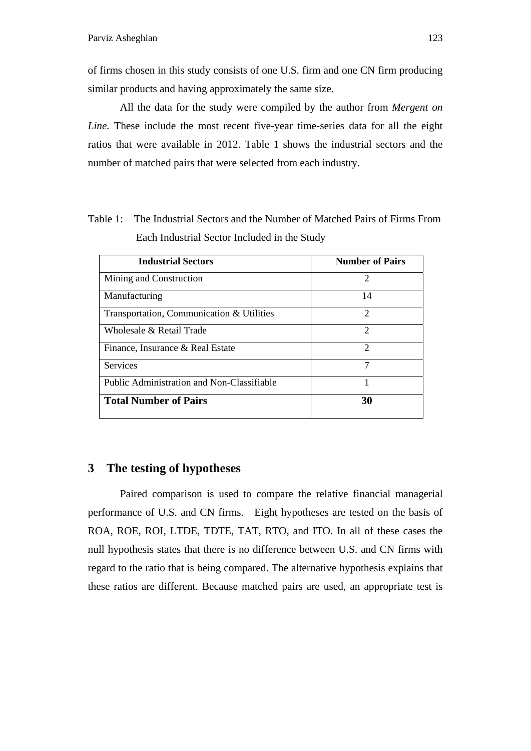of firms chosen in this study consists of one U.S. firm and one CN firm producing similar products and having approximately the same size.

All the data for the study were compiled by the author from *Mergent on Line.* These include the most recent five-year time-series data for all the eight ratios that were available in 2012. Table 1 shows the industrial sectors and the number of matched pairs that were selected from each industry.

Table 1: The Industrial Sectors and the Number of Matched Pairs of Firms From Each Industrial Sector Included in the Study

| Industrial Sectors | Number of Pairs |
|---|---|
| Mining and Construction | 2 |
| Manufacturing | 14 |
| Transportation, Communication & Utilities | 2 |
| Wholesale & Retail Trade | 2 |
| Finance, Insurance & Real Estate | 2 |
| Services | 7 |
| Public Administration and Non-Classifiable | 1 |
| **Total Number of Pairs** | **30** |

## 3 The testing of hypotheses

Paired comparison is used to compare the relative financial managerial performance of U.S. and CN firms. Eight hypotheses are tested on the basis of ROA, ROE, ROI, LTDE, TDTE, TAT, RTO, and ITO. In all of these cases the null hypothesis states that there is no difference between U.S. and CN firms with regard to the ratio that is being compared. The alternative hypothesis explains that these ratios are different. Because matched pairs are used, an appropriate test is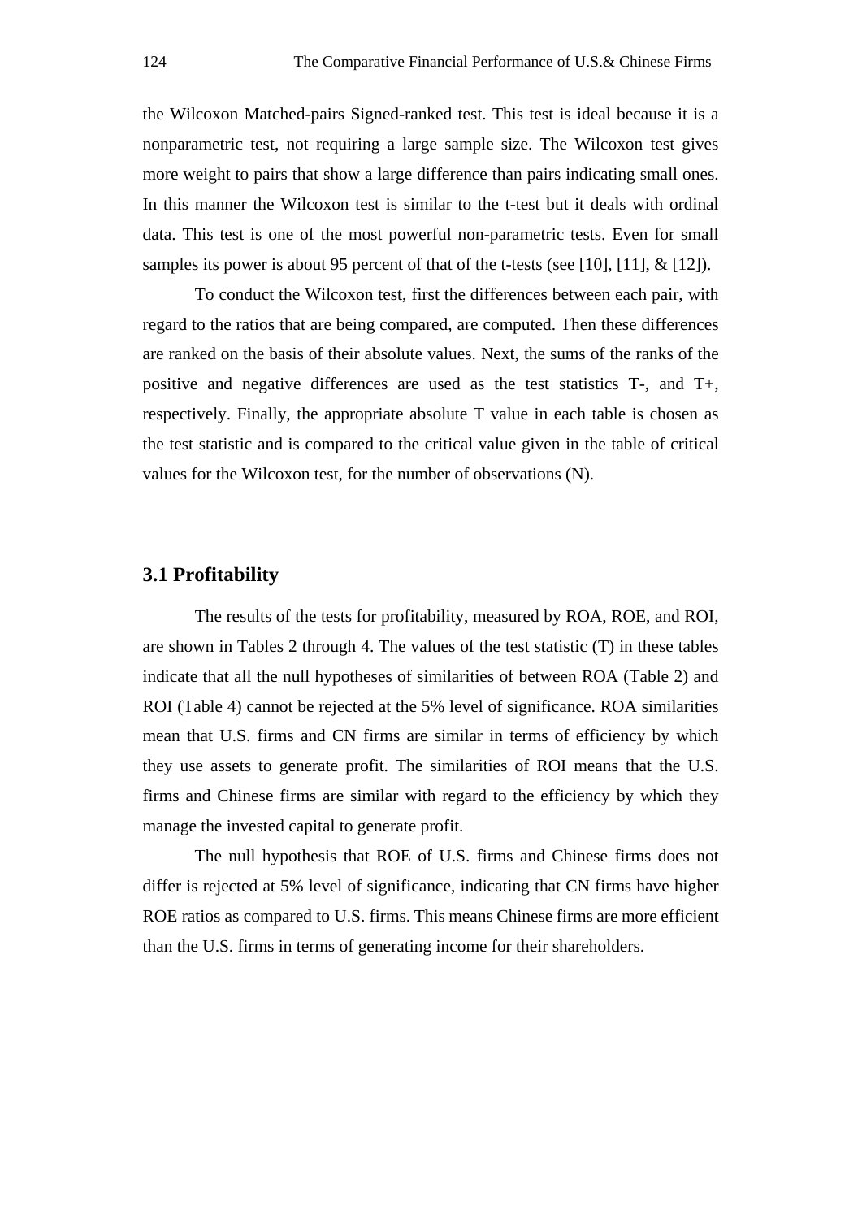the Wilcoxon Matched-pairs Signed-ranked test. This test is ideal because it is a nonparametric test, not requiring a large sample size. The Wilcoxon test gives more weight to pairs that show a large difference than pairs indicating small ones. In this manner the Wilcoxon test is similar to the t-test but it deals with ordinal data. This test is one of the most powerful non-parametric tests. Even for small samples its power is about 95 percent of that of the t-tests (see [10], [11], & [12]).

To conduct the Wilcoxon test, first the differences between each pair, with regard to the ratios that are being compared, are computed. Then these differences are ranked on the basis of their absolute values. Next, the sums of the ranks of the positive and negative differences are used as the test statistics T-, and T+, respectively. Finally, the appropriate absolute T value in each table is chosen as the test statistic and is compared to the critical value given in the table of critical values for the Wilcoxon test, for the number of observations (N).

## 3.1 Profitability

The results of the tests for profitability, measured by ROA, ROE, and ROI, are shown in Tables 2 through 4. The values of the test statistic (T) in these tables indicate that all the null hypotheses of similarities of between ROA (Table 2) and ROI (Table 4) cannot be rejected at the 5% level of significance. ROA similarities mean that U.S. firms and CN firms are similar in terms of efficiency by which they use assets to generate profit. The similarities of ROI means that the U.S. firms and Chinese firms are similar with regard to the efficiency by which they manage the invested capital to generate profit.

The null hypothesis that ROE of U.S. firms and Chinese firms does not differ is rejected at 5% level of significance, indicating that CN firms have higher ROE ratios as compared to U.S. firms. This means Chinese firms are more efficient than the U.S. firms in terms of generating income for their shareholders.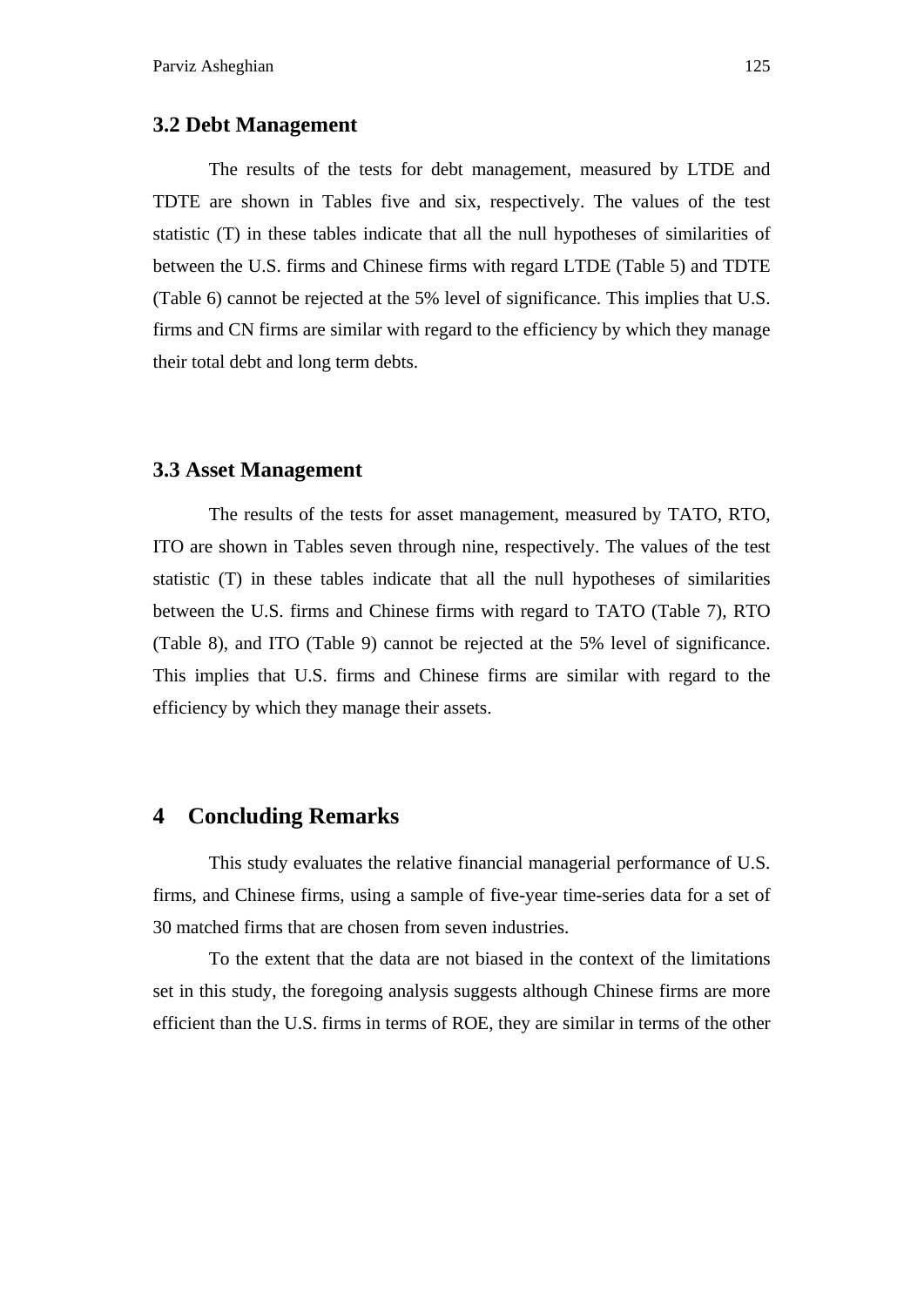### 3.2 Debt Management

The results of the tests for debt management, measured by LTDE and TDTE are shown in Tables five and six, respectively. The values of the test statistic (T) in these tables indicate that all the null hypotheses of similarities of between the U.S. firms and Chinese firms with regard LTDE (Table 5) and TDTE (Table 6) cannot be rejected at the 5% level of significance. This implies that U.S. firms and CN firms are similar with regard to the efficiency by which they manage their total debt and long term debts.

### 3.3 Asset Management

The results of the tests for asset management, measured by TATO, RTO, ITO are shown in Tables seven through nine, respectively. The values of the test statistic (T) in these tables indicate that all the null hypotheses of similarities between the U.S. firms and Chinese firms with regard to TATO (Table 7), RTO (Table 8), and ITO (Table 9) cannot be rejected at the 5% level of significance. This implies that U.S. firms and Chinese firms are similar with regard to the efficiency by which they manage their assets.

## 4 Concluding Remarks

This study evaluates the relative financial managerial performance of U.S. firms, and Chinese firms, using a sample of five-year time-series data for a set of 30 matched firms that are chosen from seven industries.

To the extent that the data are not biased in the context of the limitations set in this study, the foregoing analysis suggests although Chinese firms are more efficient than the U.S. firms in terms of ROE, they are similar in terms of the other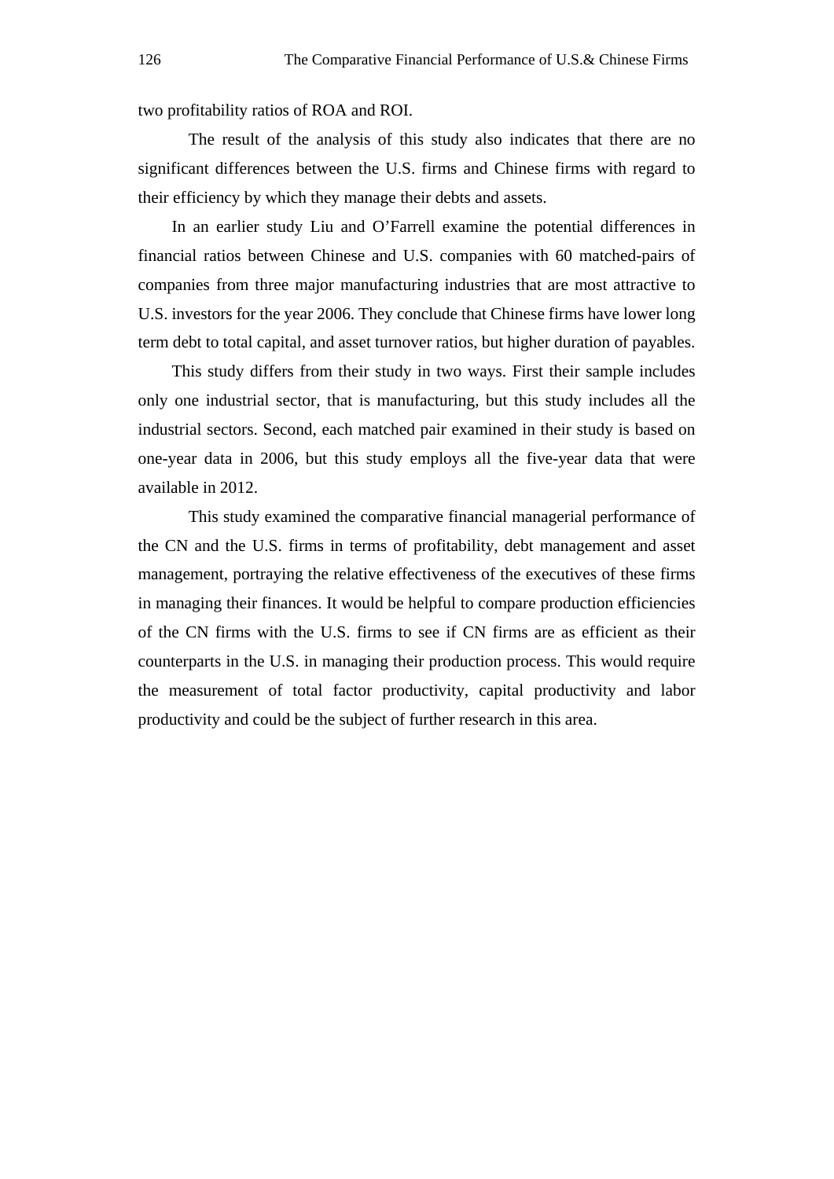two profitability ratios of ROA and ROI.

The result of the analysis of this study also indicates that there are no significant differences between the U.S. firms and Chinese firms with regard to their efficiency by which they manage their debts and assets.

In an earlier study Liu and O'Farrell examine the potential differences in financial ratios between Chinese and U.S. companies with 60 matched-pairs of companies from three major manufacturing industries that are most attractive to U.S. investors for the year 2006. They conclude that Chinese firms have lower long term debt to total capital, and asset turnover ratios, but higher duration of payables.

This study differs from their study in two ways. First their sample includes only one industrial sector, that is manufacturing, but this study includes all the industrial sectors. Second, each matched pair examined in their study is based on one-year data in 2006, but this study employs all the five-year data that were available in 2012.

This study examined the comparative financial managerial performance of the CN and the U.S. firms in terms of profitability, debt management and asset management, portraying the relative effectiveness of the executives of these firms in managing their finances. It would be helpful to compare production efficiencies of the CN firms with the U.S. firms to see if CN firms are as efficient as their counterparts in the U.S. in managing their production process. This would require the measurement of total factor productivity, capital productivity and labor productivity and could be the subject of further research in this area.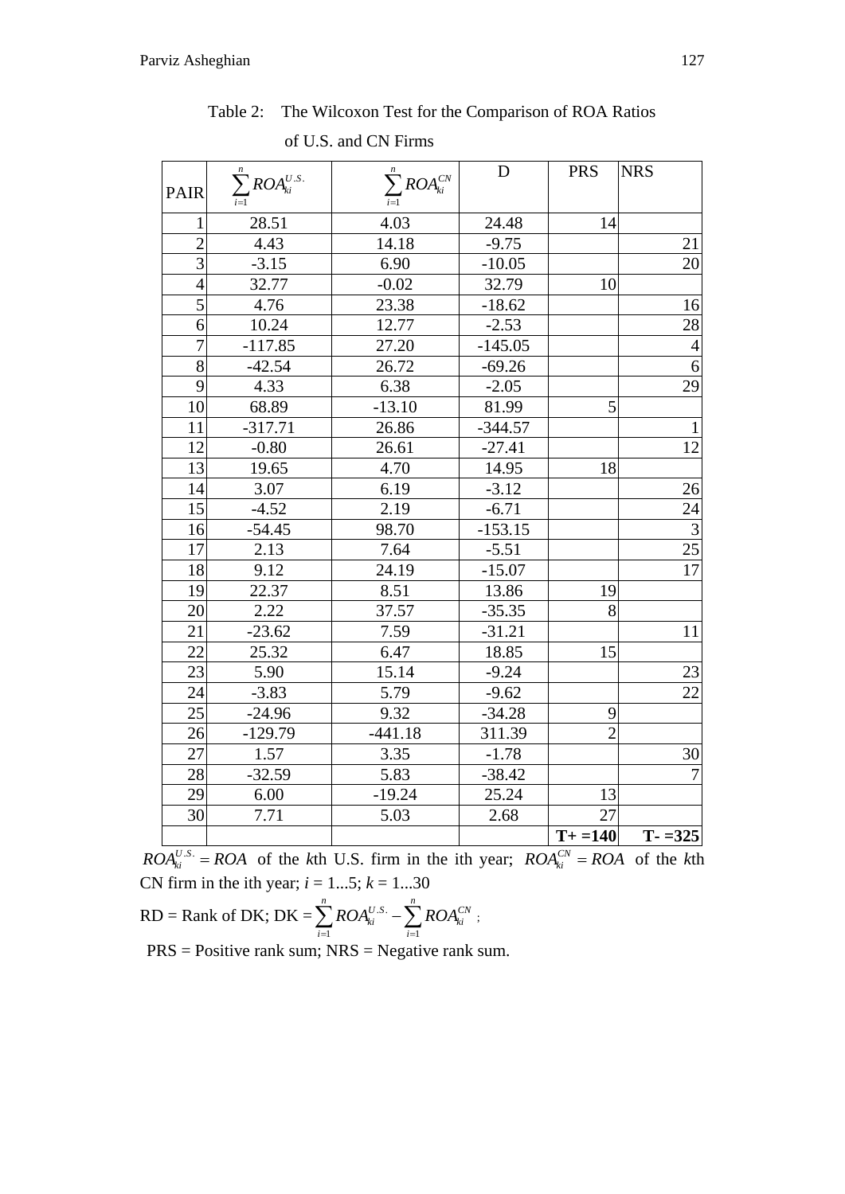Table 2: The Wilcoxon Test for the Comparison of ROA Ratios of U.S. and CN Firms

| PAIR | $\sum_{i=1}^{n} ROA_{ki}^{U.S.}$ | $\sum_{i=1}^{n} ROA_{ki}^{CN}$ | D | PRS | NRS |
|---|---|---|---|---|---|
| 1 | 28.51 | 4.03 | 24.48 | 14 | |
| 2 | 4.43 | 14.18 | -9.75 | | 21 |
| 3 | -3.15 | 6.90 | -10.05 | | 20 |
| 4 | 32.77 | -0.02 | 32.79 | 10 | |
| 5 | 4.76 | 23.38 | -18.62 | | 16 |
| 6 | 10.24 | 12.77 | -2.53 | | 28 |
| 7 | -117.85 | 27.20 | -145.05 | | 4 |
| 8 | -42.54 | 26.72 | -69.26 | | 6 |
| 9 | 4.33 | 6.38 | -2.05 | | 29 |
| 10 | 68.89 | -13.10 | 81.99 | 5 | |
| 11 | -317.71 | 26.86 | -344.57 | | 1 |
| 12 | -0.80 | 26.61 | -27.41 | | 12 |
| 13 | 19.65 | 4.70 | 14.95 | 18 | |
| 14 | 3.07 | 6.19 | -3.12 | | 26 |
| 15 | -4.52 | 2.19 | -6.71 | | 24 |
| 16 | -54.45 | 98.70 | -153.15 | | 3 |
| 17 | 2.13 | 7.64 | -5.51 | | 25 |
| 18 | 9.12 | 24.19 | -15.07 | | 17 |
| 19 | 22.37 | 8.51 | 13.86 | 19 | |
| 20 | 2.22 | 37.57 | -35.35 | 8 | |
| 21 | -23.62 | 7.59 | -31.21 | | 11 |
| 22 | 25.32 | 6.47 | 18.85 | 15 | |
| 23 | 5.90 | 15.14 | -9.24 | | 23 |
| 24 | -3.83 | 5.79 | -9.62 | | 22 |
| 25 | -24.96 | 9.32 | -34.28 | 9 | |
| 26 | -129.79 | -441.18 | 311.39 | 2 | |
| 27 | 1.57 | 3.35 | -1.78 | | 30 |
| 28 | -32.59 | 5.83 | -38.42 | | 7 |
| 29 | 6.00 | -19.24 | 25.24 | 13 | |
| 30 | 7.71 | 5.03 | 2.68 | 27 | |
| | | | | **T+ =140** | **T- =325** |

$ROA_{ki}^{U.S.} = ROA$ of the *k*th U.S. firm in the ith year; $ROA_{ki}^{CN} = ROA$ of the *k*th CN firm in the ith year; $i = 1...5$; $k = 1...30$

RD = Rank of DK; DK = $\sum_{i=1}^{n} ROA_{ki}^{U.S.} - \sum_{i=1}^{n} ROA_{ki}^{CN}$ ;

PRS = Positive rank sum; NRS = Negative rank sum.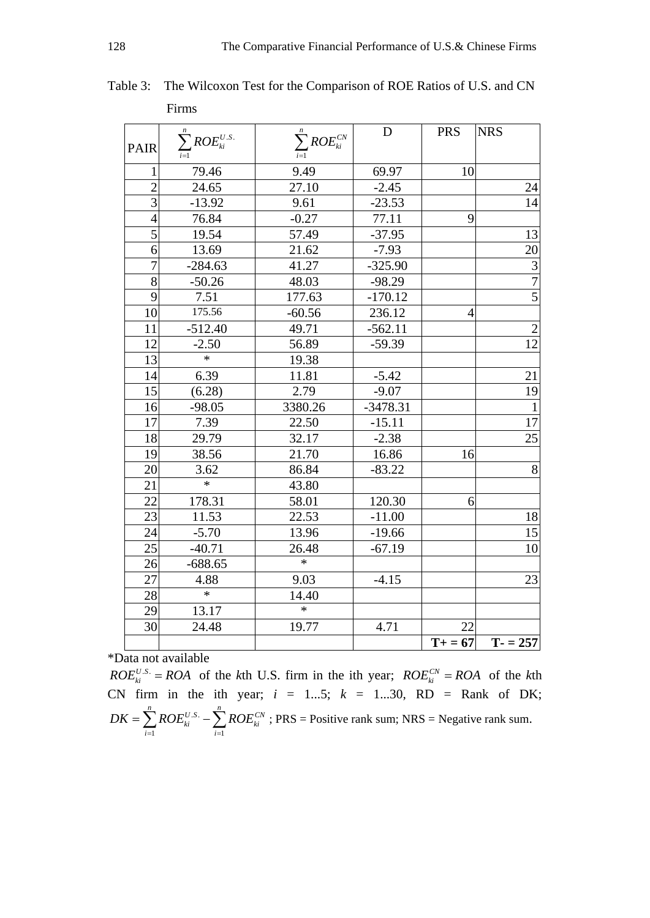Table 3: The Wilcoxon Test for the Comparison of ROE Ratios of U.S. and CN Firms

| PAIR | $\sum_{i=1}^{n} ROE_{ki}^{U.S.}$ | $\sum_{i=1}^{n} ROE_{ki}^{CN}$ | D | PRS | NRS |
|---|---|---|---|---|---|
| 1 | 79.46 | 9.49 | 69.97 | 10 | |
| 2 | 24.65 | 27.10 | -2.45 | | 24 |
| 3 | -13.92 | 9.61 | -23.53 | | 14 |
| 4 | 76.84 | -0.27 | 77.11 | 9 | |
| 5 | 19.54 | 57.49 | -37.95 | | 13 |
| 6 | 13.69 | 21.62 | -7.93 | | 20 |
| 7 | -284.63 | 41.27 | -325.90 | | 3 |
| 8 | -50.26 | 48.03 | -98.29 | | 7 |
| 9 | 7.51 | 177.63 | -170.12 | | 5 |
| 10 | 175.56 | -60.56 | 236.12 | 4 | |
| 11 | -512.40 | 49.71 | -562.11 | | 2 |
| 12 | -2.50 | 56.89 | -59.39 | | 12 |
| 13 | * | 19.38 | | | |
| 14 | 6.39 | 11.81 | -5.42 | | 21 |
| 15 | (6.28) | 2.79 | -9.07 | | 19 |
| 16 | -98.05 | 3380.26 | -3478.31 | | 1 |
| 17 | 7.39 | 22.50 | -15.11 | | 17 |
| 18 | 29.79 | 32.17 | -2.38 | | 25 |
| 19 | 38.56 | 21.70 | 16.86 | 16 | |
| 20 | 3.62 | 86.84 | -83.22 | | 8 |
| 21 | * | 43.80 | | | |
| 22 | 178.31 | 58.01 | 120.30 | 6 | |
| 23 | 11.53 | 22.53 | -11.00 | | 18 |
| 24 | -5.70 | 13.96 | -19.66 | | 15 |
| 25 | -40.71 | 26.48 | -67.19 | | 10 |
| 26 | -688.65 | * | | | |
| 27 | 4.88 | 9.03 | -4.15 | | 23 |
| 28 | * | 14.40 | | | |
| 29 | 13.17 | * | | | |
| 30 | 24.48 | 19.77 | 4.71 | 22 | |
| | | | | **T+ = 67** | **T- = 257** |

*Data not available

$ROE_{ki}^{U.S.} = ROA$ of the *k*th U.S. firm in the ith year; $ROE_{ki}^{CN} = ROA$ of the *k*th CN firm in the ith year; $i$ = 1...5; $k$ = 1...30, RD = Rank of DK; $DK = \sum_{i=1}^{n} ROE_{ki}^{U.S.} - \sum_{i=1}^{n} ROE_{ki}^{CN}$ ; PRS = Positive rank sum; NRS = Negative rank sum.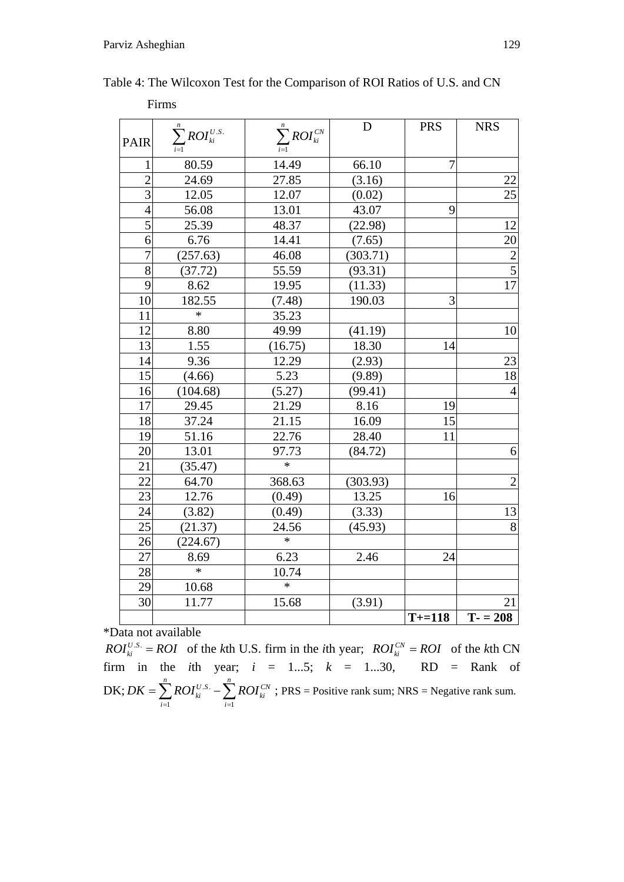Table 4: The Wilcoxon Test for the Comparison of ROI Ratios of U.S. and CN Firms

| PAIR | $\sum_{i=1}^{n} ROI_{ki}^{U.S.}$ | $\sum_{i=1}^{n} ROI_{ki}^{CN}$ | D | PRS | NRS |
|---|---|---|---|---|---|
| 1 | 80.59 | 14.49 | 66.10 | 7 | |
| 2 | 24.69 | 27.85 | (3.16) | | 22 |
| 3 | 12.05 | 12.07 | (0.02) | | 25 |
| 4 | 56.08 | 13.01 | 43.07 | 9 | |
| 5 | 25.39 | 48.37 | (22.98) | | 12 |
| 6 | 6.76 | 14.41 | (7.65) | | 20 |
| 7 | (257.63) | 46.08 | (303.71) | | 2 |
| 8 | (37.72) | 55.59 | (93.31) | | 5 |
| 9 | 8.62 | 19.95 | (11.33) | | 17 |
| 10 | 182.55 | (7.48) | 190.03 | 3 | |
| 11 | * | 35.23 | | | |
| 12 | 8.80 | 49.99 | (41.19) | | 10 |
| 13 | 1.55 | (16.75) | 18.30 | 14 | |
| 14 | 9.36 | 12.29 | (2.93) | | 23 |
| 15 | (4.66) | 5.23 | (9.89) | | 18 |
| 16 | (104.68) | (5.27) | (99.41) | | 4 |
| 17 | 29.45 | 21.29 | 8.16 | 19 | |
| 18 | 37.24 | 21.15 | 16.09 | 15 | |
| 19 | 51.16 | 22.76 | 28.40 | 11 | |
| 20 | 13.01 | 97.73 | (84.72) | | 6 |
| 21 | (35.47) | * | | | |
| 22 | 64.70 | 368.63 | (303.93) | | 2 |
| 23 | 12.76 | (0.49) | 13.25 | 16 | |
| 24 | (3.82) | (0.49) | (3.33) | | 13 |
| 25 | (21.37) | 24.56 | (45.93) | | 8 |
| 26 | (224.67) | * | | | |
| 27 | 8.69 | 6.23 | 2.46 | 24 | |
| 28 | * | 10.74 | | | |
| 29 | 10.68 | * | | | |
| 30 | 11.77 | 15.68 | (3.91) | | 21 |
| | | | | **T+=118** | **T- = 208** |

*Data not available

$ROI_{ki}^{U.S.} = ROI$ of the *k*th U.S. firm in the *i*th year; $ROI_{ki}^{CN} = ROI$ of the *k*th CN firm in the *i*th year; $i$ = 1...5; $k$ = 1...30, RD = Rank of DK; $DK = \sum_{i=1}^{n} ROI_{ki}^{U.S.} - \sum_{i=1}^{n} ROI_{ki}^{CN}$ ; PRS = Positive rank sum; NRS = Negative rank sum.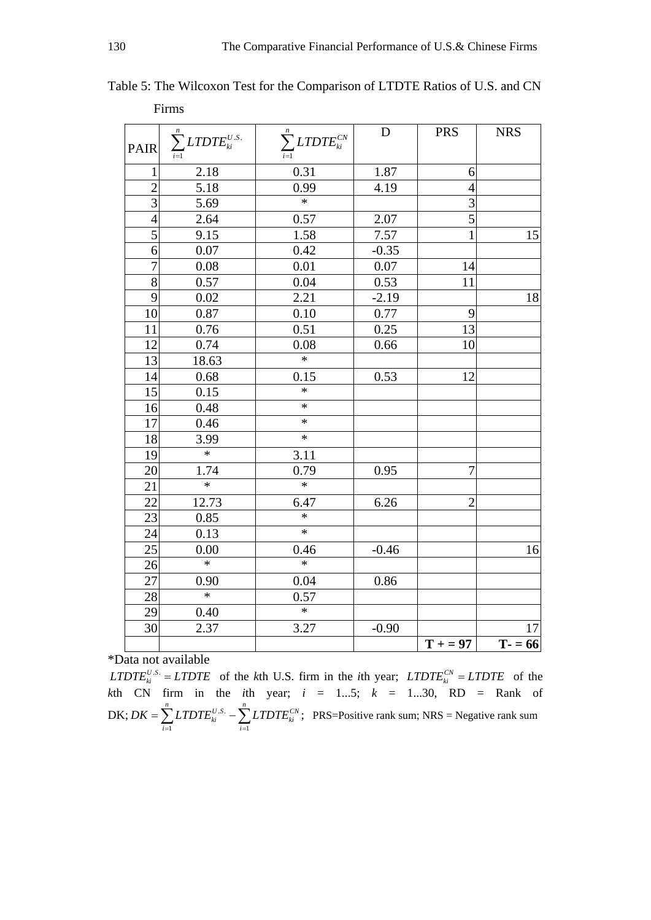Table 5: The Wilcoxon Test for the Comparison of LTDTE Ratios of U.S. and CN Firms

| PAIR | $\sum_{i=1}^{n} LTDTE_{ki}^{U.S.}$ | $\sum_{i=1}^{n} LTDTE_{ki}^{CN}$ | D | PRS | NRS |
|---|---|---|---|---|---|
| 1 | 2.18 | 0.31 | 1.87 | 6 | |
| 2 | 5.18 | 0.99 | 4.19 | 4 | |
| 3 | 5.69 | * | | 3 | |
| 4 | 2.64 | 0.57 | 2.07 | 5 | |
| 5 | 9.15 | 1.58 | 7.57 | 1 | 15 |
| 6 | 0.07 | 0.42 | -0.35 | | |
| 7 | 0.08 | 0.01 | 0.07 | 14 | |
| 8 | 0.57 | 0.04 | 0.53 | 11 | |
| 9 | 0.02 | 2.21 | -2.19 | | 18 |
| 10 | 0.87 | 0.10 | 0.77 | 9 | |
| 11 | 0.76 | 0.51 | 0.25 | 13 | |
| 12 | 0.74 | 0.08 | 0.66 | 10 | |
| 13 | 18.63 | * | | | |
| 14 | 0.68 | 0.15 | 0.53 | 12 | |
| 15 | 0.15 | * | | | |
| 16 | 0.48 | * | | | |
| 17 | 0.46 | * | | | |
| 18 | 3.99 | * | | | |
| 19 | * | 3.11 | | | |
| 20 | 1.74 | 0.79 | 0.95 | 7 | |
| 21 | * | * | | | |
| 22 | 12.73 | 6.47 | 6.26 | 2 | |
| 23 | 0.85 | * | | | |
| 24 | 0.13 | * | | | |
| 25 | 0.00 | 0.46 | -0.46 | | 16 |
| 26 | * | * | | | |
| 27 | 0.90 | 0.04 | 0.86 | | |
| 28 | * | 0.57 | | | |
| 29 | 0.40 | * | | | |
| 30 | 2.37 | 3.27 | -0.90 | | 17 |
| | | | | **T + = 97** | **T- = 66** |

*Data not available

$LTDTE_{ki}^{U.S.} = LTDTE$ of the *k*th U.S. firm in the *i*th year; $LTDTE_{ki}^{CN} = LTDTE$ of the *k*th CN firm in the *i*th year; $i$ = 1...5; $k$ = 1...30, RD = Rank of DK; $DK = \sum_{i=1}^{n} LTDTE_{ki}^{U.S.} - \sum_{i=1}^{n} LTDTE_{ki}^{CN}$; PRS=Positive rank sum; NRS = Negative rank sum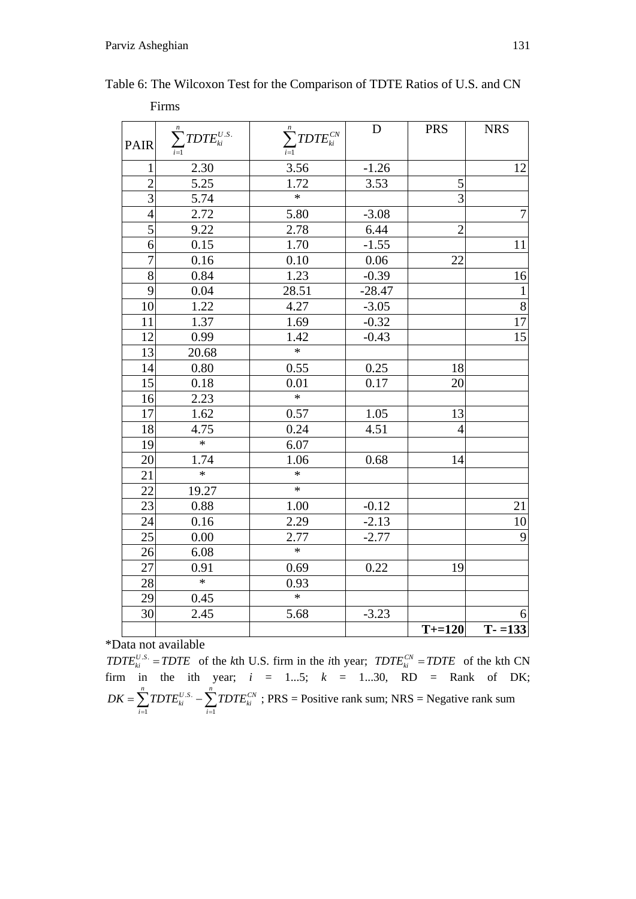Table 6: The Wilcoxon Test for the Comparison of TDTE Ratios of U.S. and CN Firms

| PAIR | $\sum_{i=1}^{n} TDTE_{ki}^{U.S.}$ | $\sum_{i=1}^{n} TDTE_{ki}^{CN}$ | D | PRS | NRS |
|---|---|---|---|---|---|
| 1 | 2.30 | 3.56 | -1.26 | | 12 |
| 2 | 5.25 | 1.72 | 3.53 | 5 | |
| 3 | 5.74 | * | | 3 | |
| 4 | 2.72 | 5.80 | -3.08 | | 7 |
| 5 | 9.22 | 2.78 | 6.44 | 2 | |
| 6 | 0.15 | 1.70 | -1.55 | | 11 |
| 7 | 0.16 | 0.10 | 0.06 | 22 | |
| 8 | 0.84 | 1.23 | -0.39 | | 16 |
| 9 | 0.04 | 28.51 | -28.47 | | 1 |
| 10 | 1.22 | 4.27 | -3.05 | | 8 |
| 11 | 1.37 | 1.69 | -0.32 | | 17 |
| 12 | 0.99 | 1.42 | -0.43 | | 15 |
| 13 | 20.68 | * | | | |
| 14 | 0.80 | 0.55 | 0.25 | 18 | |
| 15 | 0.18 | 0.01 | 0.17 | 20 | |
| 16 | 2.23 | * | | | |
| 17 | 1.62 | 0.57 | 1.05 | 13 | |
| 18 | 4.75 | 0.24 | 4.51 | 4 | |
| 19 | * | 6.07 | | | |
| 20 | 1.74 | 1.06 | 0.68 | 14 | |
| 21 | * | * | | | |
| 22 | 19.27 | * | | | |
| 23 | 0.88 | 1.00 | -0.12 | | 21 |
| 24 | 0.16 | 2.29 | -2.13 | | 10 |
| 25 | 0.00 | 2.77 | -2.77 | | 9 |
| 26 | 6.08 | * | | | |
| 27 | 0.91 | 0.69 | 0.22 | 19 | |
| 28 | * | 0.93 | | | |
| 29 | 0.45 | * | | | |
| 30 | 2.45 | 5.68 | -3.23 | | 6 |
| | | | | **T+=120** | **T- =133** |

*Data not available

$TDTE_{ki}^{U.S.} = TDTE$ of the *k*th U.S. firm in the *i*th year; $TDTE_{ki}^{CN} = TDTE$ of the kth CN firm in the ith year; $i$ = 1...5; $k$ = 1...30, RD = Rank of DK; $DK = \sum_{i=1}^{n} TDTE_{ki}^{U.S.} - \sum_{i=1}^{n} TDTE_{ki}^{CN}$ ; PRS = Positive rank sum; NRS = Negative rank sum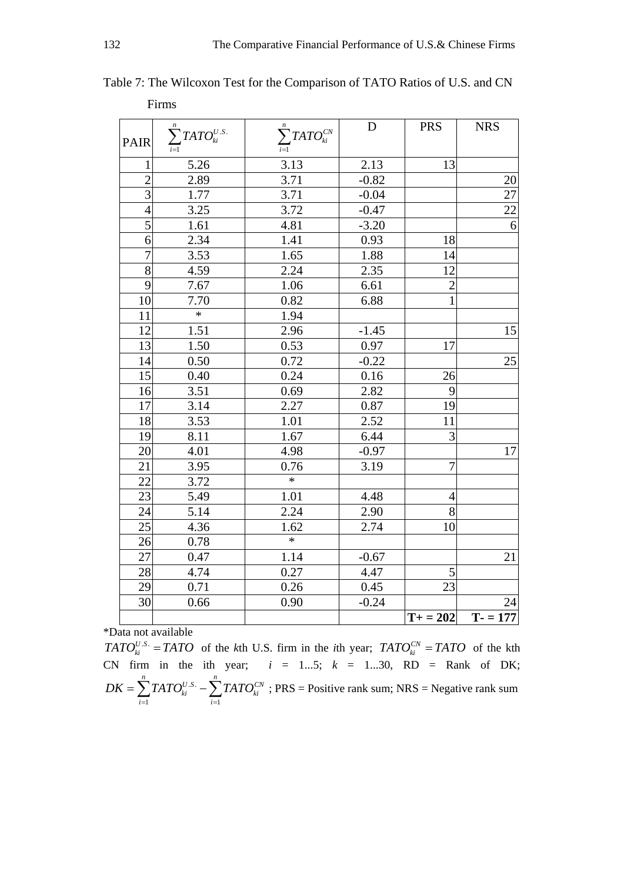Table 7: The Wilcoxon Test for the Comparison of TATO Ratios of U.S. and CN Firms

| PAIR | $\sum_{i=1}^{n} TATO_{ki}^{U.S.}$ | $\sum_{i=1}^{n} TATO_{ki}^{CN}$ | D | PRS | NRS |
|---|---|---|---|---|---|
| 1 | 5.26 | 3.13 | 2.13 | 13 | |
| 2 | 2.89 | 3.71 | -0.82 | | 20 |
| 3 | 1.77 | 3.71 | -0.04 | | 27 |
| 4 | 3.25 | 3.72 | -0.47 | | 22 |
| 5 | 1.61 | 4.81 | -3.20 | | 6 |
| 6 | 2.34 | 1.41 | 0.93 | 18 | |
| 7 | 3.53 | 1.65 | 1.88 | 14 | |
| 8 | 4.59 | 2.24 | 2.35 | 12 | |
| 9 | 7.67 | 1.06 | 6.61 | 2 | |
| 10 | 7.70 | 0.82 | 6.88 | 1 | |
| 11 | * | 1.94 | | | |
| 12 | 1.51 | 2.96 | -1.45 | | 15 |
| 13 | 1.50 | 0.53 | 0.97 | 17 | |
| 14 | 0.50 | 0.72 | -0.22 | | 25 |
| 15 | 0.40 | 0.24 | 0.16 | 26 | |
| 16 | 3.51 | 0.69 | 2.82 | 9 | |
| 17 | 3.14 | 2.27 | 0.87 | 19 | |
| 18 | 3.53 | 1.01 | 2.52 | 11 | |
| 19 | 8.11 | 1.67 | 6.44 | 3 | |
| 20 | 4.01 | 4.98 | -0.97 | | 17 |
| 21 | 3.95 | 0.76 | 3.19 | 7 | |
| 22 | 3.72 | * | | | |
| 23 | 5.49 | 1.01 | 4.48 | 4 | |
| 24 | 5.14 | 2.24 | 2.90 | 8 | |
| 25 | 4.36 | 1.62 | 2.74 | 10 | |
| 26 | 0.78 | * | | | |
| 27 | 0.47 | 1.14 | -0.67 | | 21 |
| 28 | 4.74 | 0.27 | 4.47 | 5 | |
| 29 | 0.71 | 0.26 | 0.45 | 23 | |
| 30 | 0.66 | 0.90 | -0.24 | | 24 |
| | | | | **T+ = 202** | **T- = 177** |

*Data not available

$TATO_{ki}^{U.S.} = TATO$ of the *k*th U.S. firm in the *i*th year; $TATO_{ki}^{CN} = TATO$ of the kth CN firm in the ith year; $i$ = 1...5; $k$ = 1...30, RD = Rank of DK; $DK = \sum_{i=1}^{n} TATO_{ki}^{U.S.} - \sum_{i=1}^{n} TATO_{ki}^{CN}$ ; PRS = Positive rank sum; NRS = Negative rank sum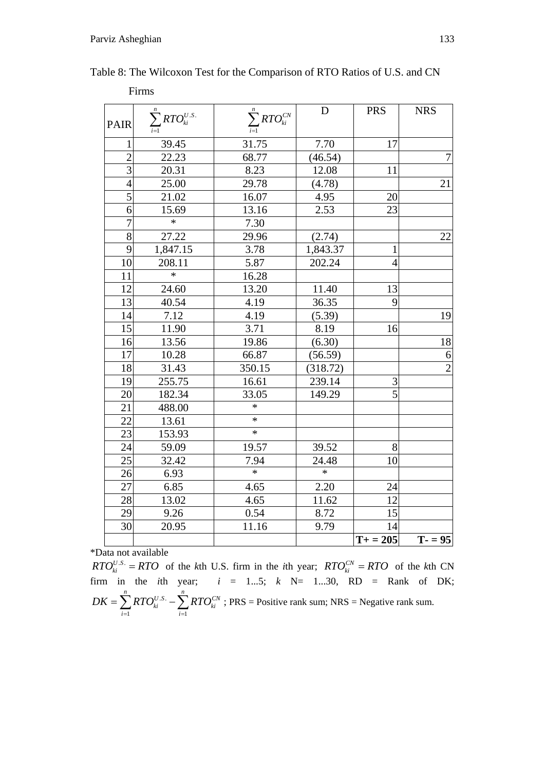Table 8: The Wilcoxon Test for the Comparison of RTO Ratios of U.S. and CN Firms

| PAIR | $\sum_{i=1}^{n} RTO_{ki}^{U.S.}$ | $\sum_{i=1}^{n} RTO_{ki}^{CN}$ | D | PRS | NRS |
|---|---|---|---|---|---|
| 1 | 39.45 | 31.75 | 7.70 | 17 | |
| 2 | 22.23 | 68.77 | (46.54) | | 7 |
| 3 | 20.31 | 8.23 | 12.08 | 11 | |
| 4 | 25.00 | 29.78 | (4.78) | | 21 |
| 5 | 21.02 | 16.07 | 4.95 | 20 | |
| 6 | 15.69 | 13.16 | 2.53 | 23 | |
| 7 | * | 7.30 | | | |
| 8 | 27.22 | 29.96 | (2.74) | | 22 |
| 9 | 1,847.15 | 3.78 | 1,843.37 | 1 | |
| 10 | 208.11 | 5.87 | 202.24 | 4 | |
| 11 | * | 16.28 | | | |
| 12 | 24.60 | 13.20 | 11.40 | 13 | |
| 13 | 40.54 | 4.19 | 36.35 | 9 | |
| 14 | 7.12 | 4.19 | (5.39) | | 19 |
| 15 | 11.90 | 3.71 | 8.19 | 16 | |
| 16 | 13.56 | 19.86 | (6.30) | | 18 |
| 17 | 10.28 | 66.87 | (56.59) | | 6 |
| 18 | 31.43 | 350.15 | (318.72) | | 2 |
| 19 | 255.75 | 16.61 | 239.14 | 3 | |
| 20 | 182.34 | 33.05 | 149.29 | 5 | |
| 21 | 488.00 | * | | | |
| 22 | 13.61 | * | | | |
| 23 | 153.93 | * | | | |
| 24 | 59.09 | 19.57 | 39.52 | 8 | |
| 25 | 32.42 | 7.94 | 24.48 | 10 | |
| 26 | 6.93 | * | * | | |
| 27 | 6.85 | 4.65 | 2.20 | 24 | |
| 28 | 13.02 | 4.65 | 11.62 | 12 | |
| 29 | 9.26 | 0.54 | 8.72 | 15 | |
| 30 | 20.95 | 11.16 | 9.79 | 14 | |
| | | | | **T+ = 205** | **T- = 95** |

*Data not available

$RTO_{ki}^{U.S.} = RTO$ of the *k*th U.S. firm in the *i*th year; $RTO_{ki}^{CN} = RTO$ of the *k*th CN firm in the *i*th year; $i$ = 1...5; $k$ N= 1...30, RD = Rank of DK; $DK = \sum_{i=1}^{n} RTO_{ki}^{U.S.} - \sum_{i=1}^{n} RTO_{ki}^{CN}$ ; PRS = Positive rank sum; NRS = Negative rank sum.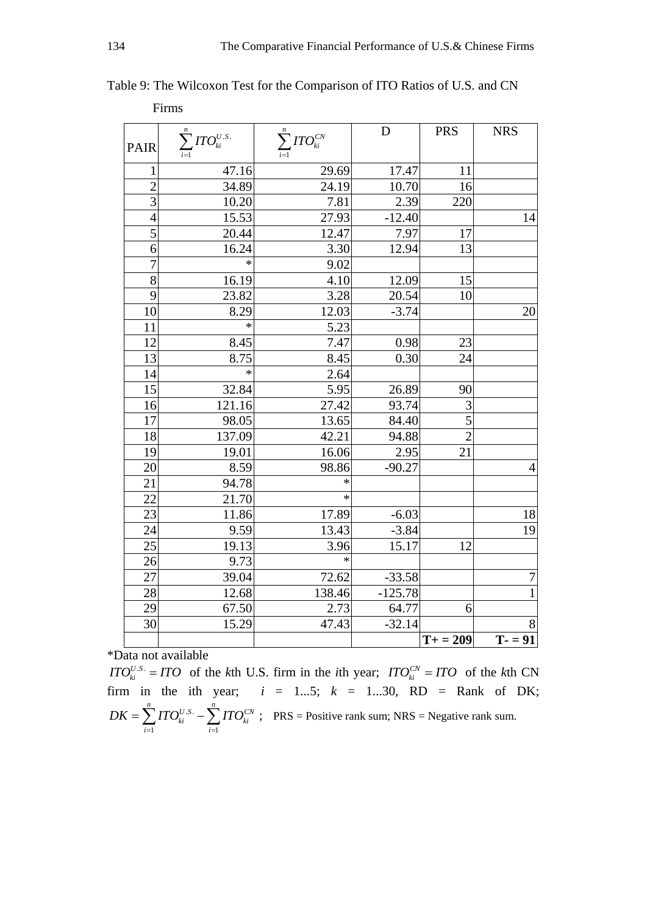Table 9: The Wilcoxon Test for the Comparison of ITO Ratios of U.S. and CN Firms

| PAIR | $\sum_{i=1}^{n} ITO_{ki}^{U.S.}$ | $\sum_{i=1}^{n} ITO_{ki}^{CN}$ | D | PRS | NRS |
|---|---|---|---|---|---|
| 1 | 47.16 | 29.69 | 17.47 | 11 | |
| 2 | 34.89 | 24.19 | 10.70 | 16 | |
| 3 | 10.20 | 7.81 | 2.39 | 220 | |
| 4 | 15.53 | 27.93 | -12.40 | | 14 |
| 5 | 20.44 | 12.47 | 7.97 | 17 | |
| 6 | 16.24 | 3.30 | 12.94 | 13 | |
| 7 | * | 9.02 | | | |
| 8 | 16.19 | 4.10 | 12.09 | 15 | |
| 9 | 23.82 | 3.28 | 20.54 | 10 | |
| 10 | 8.29 | 12.03 | -3.74 | | 20 |
| 11 | * | 5.23 | | | |
| 12 | 8.45 | 7.47 | 0.98 | 23 | |
| 13 | 8.75 | 8.45 | 0.30 | 24 | |
| 14 | * | 2.64 | | | |
| 15 | 32.84 | 5.95 | 26.89 | 90 | |
| 16 | 121.16 | 27.42 | 93.74 | 3 | |
| 17 | 98.05 | 13.65 | 84.40 | 5 | |
| 18 | 137.09 | 42.21 | 94.88 | 2 | |
| 19 | 19.01 | 16.06 | 2.95 | 21 | |
| 20 | 8.59 | 98.86 | -90.27 | | 4 |
| 21 | 94.78 | * | | | |
| 22 | 21.70 | * | | | |
| 23 | 11.86 | 17.89 | -6.03 | | 18 |
| 24 | 9.59 | 13.43 | -3.84 | | 19 |
| 25 | 19.13 | 3.96 | 15.17 | 12 | |
| 26 | 9.73 | * | | | |
| 27 | 39.04 | 72.62 | -33.58 | | 7 |
| 28 | 12.68 | 138.46 | -125.78 | | 1 |
| 29 | 67.50 | 2.73 | 64.77 | 6 | |
| 30 | 15.29 | 47.43 | -32.14 | | 8 |
| | | | | **T+ = 209** | **T- = 91** |

*Data not available

$ITO_{ki}^{U.S.} = ITO$ of the *k*th U.S. firm in the *i*th year; $ITO_{ki}^{CN} = ITO$ of the *k*th CN firm in the ith year; $i$ = 1...5; $k$ = 1...30, RD = Rank of DK; $DK = \sum_{i=1}^{n} ITO_{ki}^{U.S.} - \sum_{i=1}^{n} ITO_{ki}^{CN}$ ; PRS = Positive rank sum; NRS = Negative rank sum.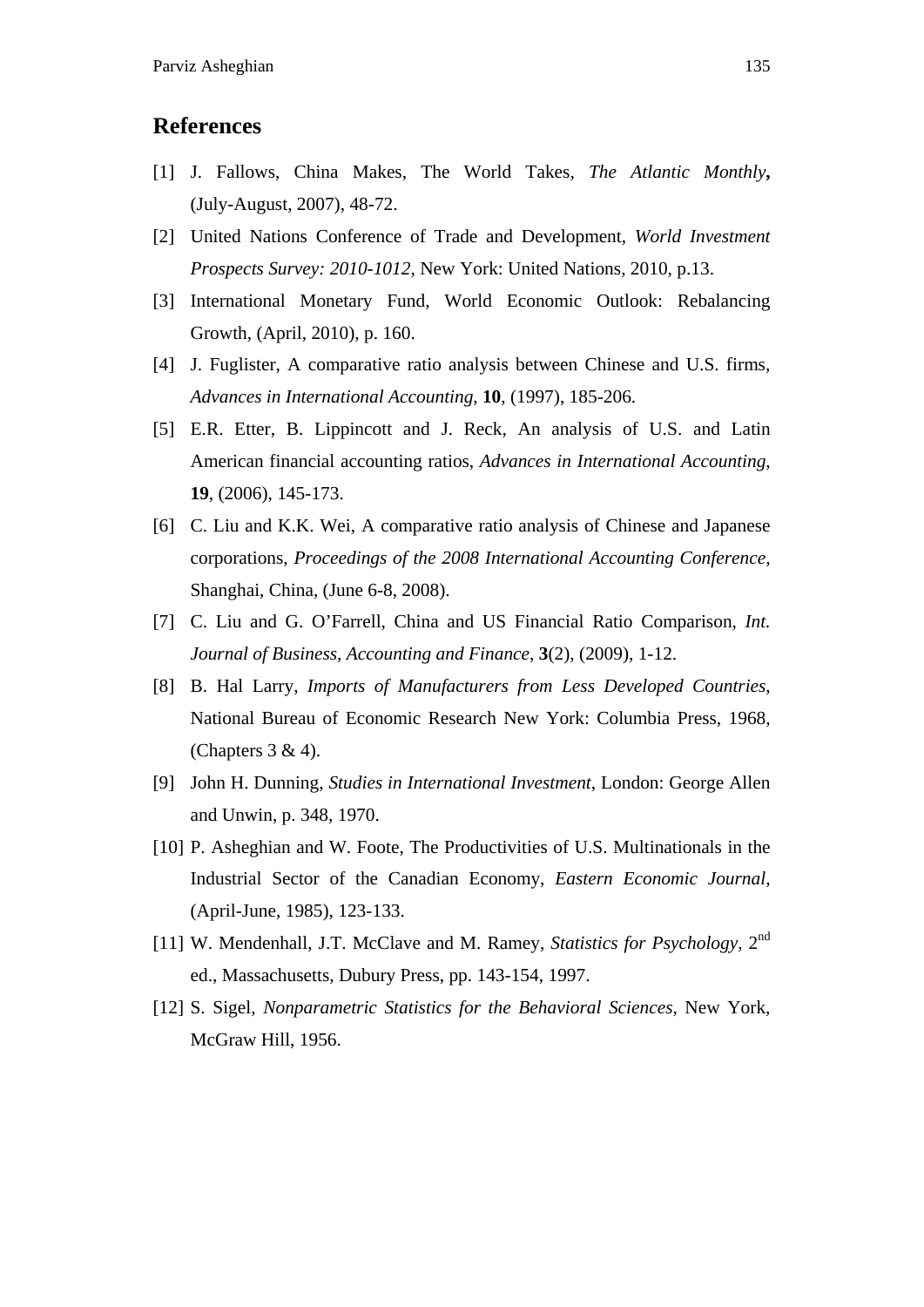## References

[1] J. Fallows, China Makes, The World Takes, *The Atlantic Monthly***,** (July-August, 2007), 48-72.

[2] United Nations Conference of Trade and Development, *World Investment Prospects Survey: 2010-1012*, New York: United Nations, 2010, p.13.

[3] International Monetary Fund, World Economic Outlook: Rebalancing Growth, (April, 2010), p. 160.

[4] J. Fuglister, A comparative ratio analysis between Chinese and U.S. firms, *Advances in International Accounting*, **10**, (1997), 185-206.

[5] E.R. Etter, B. Lippincott and J. Reck, An analysis of U.S. and Latin American financial accounting ratios, *Advances in International Accounting*, **19**, (2006), 145-173.

[6] C. Liu and K.K. Wei, A comparative ratio analysis of Chinese and Japanese corporations, *Proceedings of the 2008 International Accounting Conference*, Shanghai, China, (June 6-8, 2008).

[7] C. Liu and G. O'Farrell, China and US Financial Ratio Comparison, *Int. Journal of Business, Accounting and Finance*, **3**(2), (2009), 1-12.

[8] B. Hal Larry, *Imports of Manufacturers from Less Developed Countries*, National Bureau of Economic Research New York: Columbia Press, 1968, (Chapters 3 & 4).

[9] John H. Dunning, *Studies in International Investment*, London: George Allen and Unwin, p. 348, 1970.

[10] P. Asheghian and W. Foote, The Productivities of U.S. Multinationals in the Industrial Sector of the Canadian Economy, *Eastern Economic Journal*, (April-June, 1985), 123-133.

[11] W. Mendenhall, J.T. McClave and M. Ramey, *Statistics for Psychology*, 2nd ed., Massachusetts, Dubury Press, pp. 143-154, 1997.

[12] S. Sigel, *Nonparametric Statistics for the Behavioral Sciences*, New York, McGraw Hill, 1956.